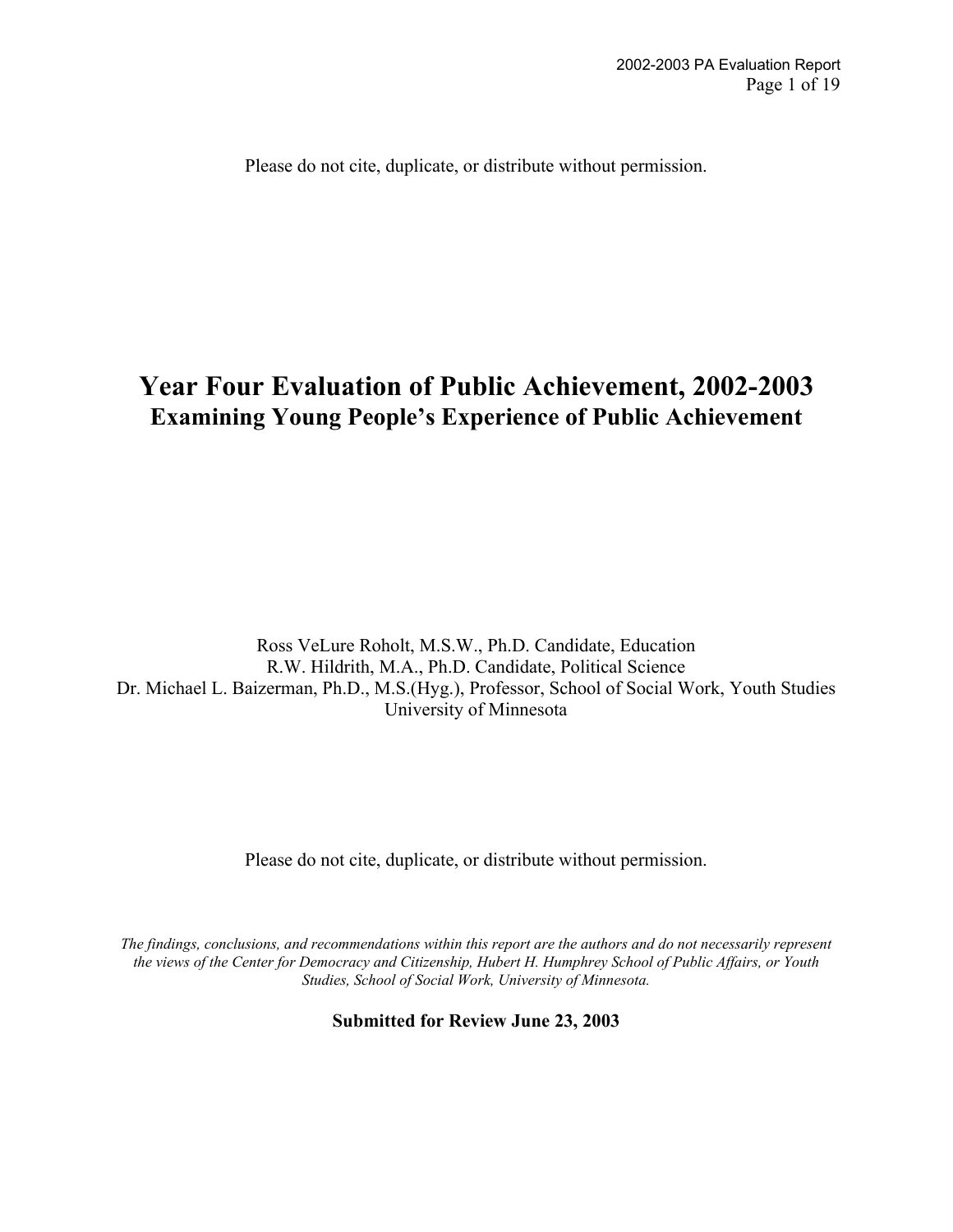Please do not cite, duplicate, or distribute without permission.

# Year Four Evaluation of Public Achievement, 2002-2003

## Examining Young People's Experience of Public Achievement

Ross VeLure Roholt, M.S.W., Ph.D. Candidate, Education
R.W. Hildrith, M.A., Ph.D. Candidate, Political Science
Dr. Michael L. Baizerman, Ph.D., M.S.(Hyg.), Professor, School of Social Work, Youth Studies
University of Minnesota

Please do not cite, duplicate, or distribute without permission.

*The findings, conclusions, and recommendations within this report are the authors and do not necessarily represent the views of the Center for Democracy and Citizenship, Hubert H. Humphrey School of Public Affairs, or Youth Studies, School of Social Work, University of Minnesota.*

**Submitted for Review June 23, 2003**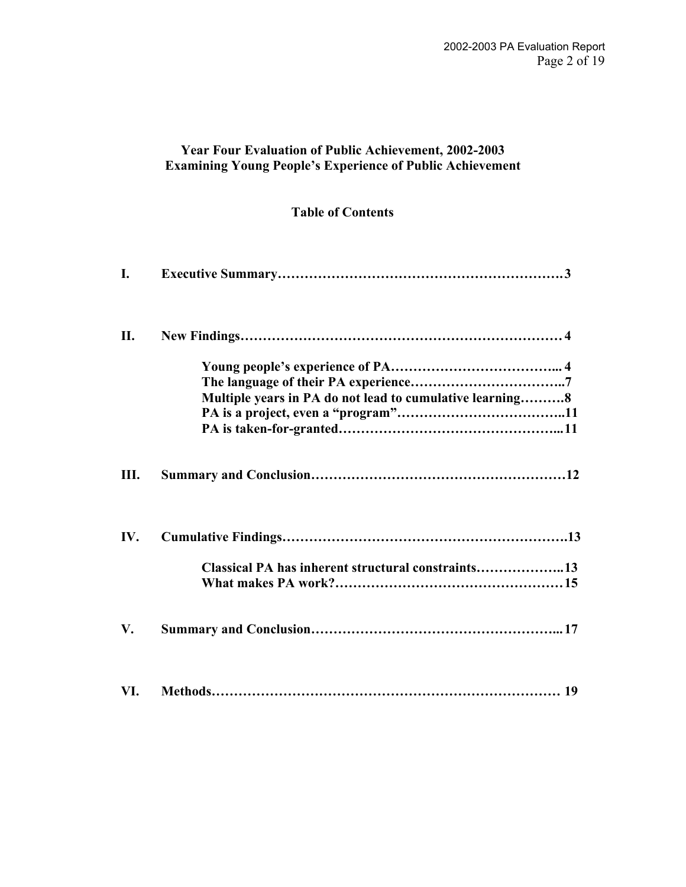# Year Four Evaluation of Public Achievement, 2002-2003
## Examining Young People's Experience of Public Achievement

### Table of Contents

**I. Executive Summary……………………………………………………… 3**

**II. New Findings……………………………………………………………… 4**

- **Young people's experience of PA……………………………… 4**
- **The language of their PA experience…………………………… 7**
- **Multiple years in PA do not lead to cumulative learning………. 8**
- **PA is a project, even a "program"……………………………… 11**
- **PA is taken-for-granted………………………………………… 11**

**III. Summary and Conclusion……………………………………………… 12**

**IV. Cumulative Findings…………………………………………………… 13**

- **Classical PA has inherent structural constraints……………… 13**
- **What makes PA work?………………………………………… 15**

**V. Summary and Conclusion……………………………………………… 17**

**VI. Methods…………………………………………………………………… 19**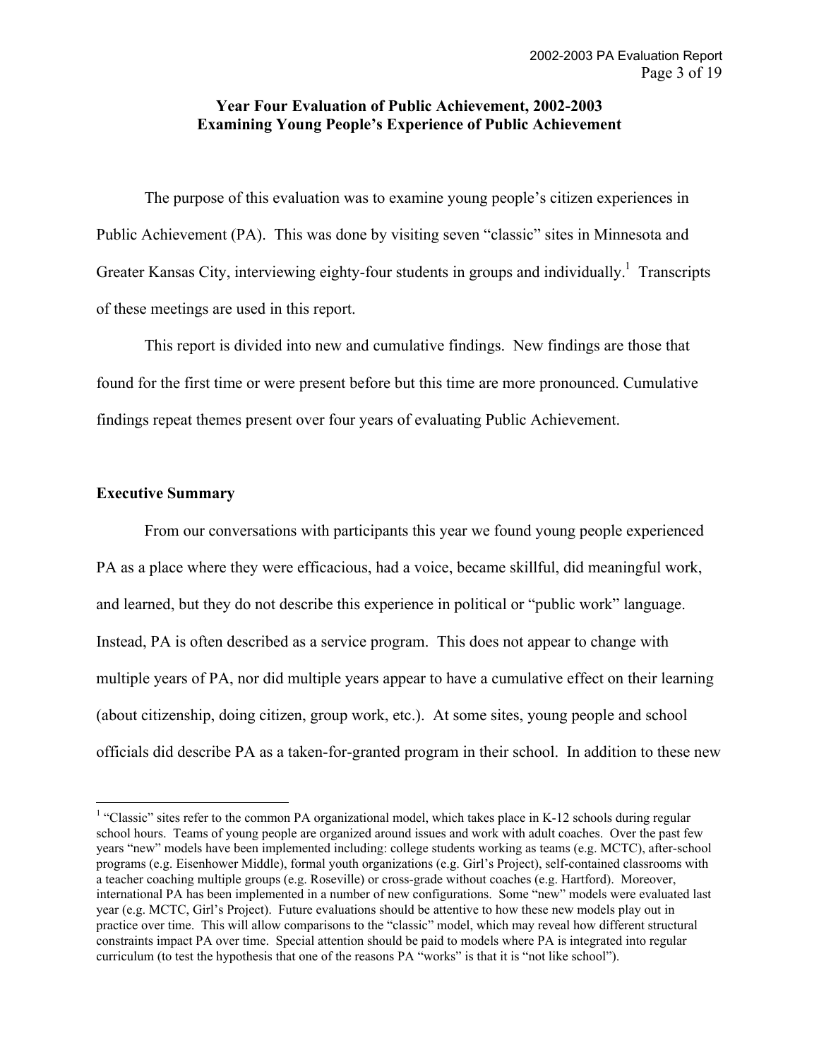## Year Four Evaluation of Public Achievement, 2002-2003
## Examining Young People's Experience of Public Achievement

The purpose of this evaluation was to examine young people's citizen experiences in Public Achievement (PA). This was done by visiting seven "classic" sites in Minnesota and Greater Kansas City, interviewing eighty-four students in groups and individually.[1] Transcripts of these meetings are used in this report.

This report is divided into new and cumulative findings. New findings are those that found for the first time or were present before but this time are more pronounced. Cumulative findings repeat themes present over four years of evaluating Public Achievement.

### Executive Summary

From our conversations with participants this year we found young people experienced PA as a place where they were efficacious, had a voice, became skillful, did meaningful work, and learned, but they do not describe this experience in political or "public work" language. Instead, PA is often described as a service program. This does not appear to change with multiple years of PA, nor did multiple years appear to have a cumulative effect on their learning (about citizenship, doing citizen, group work, etc.). At some sites, young people and school officials did describe PA as a taken-for-granted program in their school. In addition to these new

[1] "Classic" sites refer to the common PA organizational model, which takes place in K-12 schools during regular school hours. Teams of young people are organized around issues and work with adult coaches. Over the past few years "new" models have been implemented including: college students working as teams (e.g. MCTC), after-school programs (e.g. Eisenhower Middle), formal youth organizations (e.g. Girl's Project), self-contained classrooms with a teacher coaching multiple groups (e.g. Roseville) or cross-grade without coaches (e.g. Hartford). Moreover, international PA has been implemented in a number of new configurations. Some "new" models were evaluated last year (e.g. MCTC, Girl's Project). Future evaluations should be attentive to how these new models play out in practice over time. This will allow comparisons to the "classic" model, which may reveal how different structural constraints impact PA over time. Special attention should be paid to models where PA is integrated into regular curriculum (to test the hypothesis that one of the reasons PA "works" is that it is "not like school").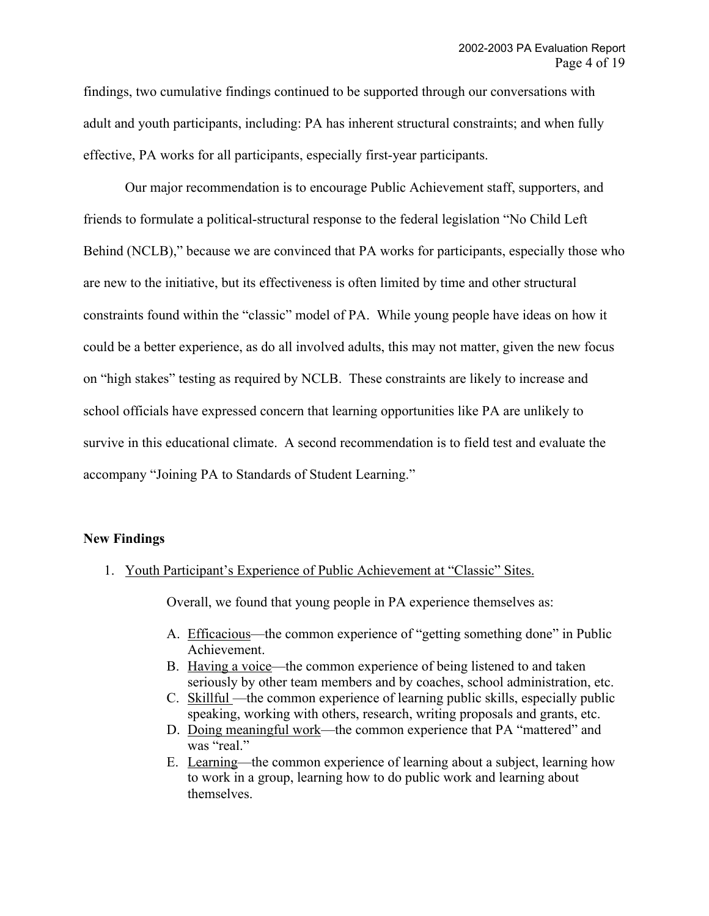findings, two cumulative findings continued to be supported through our conversations with adult and youth participants, including: PA has inherent structural constraints; and when fully effective, PA works for all participants, especially first-year participants.

Our major recommendation is to encourage Public Achievement staff, supporters, and friends to formulate a political-structural response to the federal legislation "No Child Left Behind (NCLB)," because we are convinced that PA works for participants, especially those who are new to the initiative, but its effectiveness is often limited by time and other structural constraints found within the "classic" model of PA. While young people have ideas on how it could be a better experience, as do all involved adults, this may not matter, given the new focus on "high stakes" testing as required by NCLB. These constraints are likely to increase and school officials have expressed concern that learning opportunities like PA are unlikely to survive in this educational climate. A second recommendation is to field test and evaluate the accompany "Joining PA to Standards of Student Learning."

**New Findings**

1. Youth Participant's Experience of Public Achievement at "Classic" Sites.

   Overall, we found that young people in PA experience themselves as:

   A. Efficacious—the common experience of "getting something done" in Public Achievement.
   B. Having a voice—the common experience of being listened to and taken seriously by other team members and by coaches, school administration, etc.
   C. Skillful —the common experience of learning public skills, especially public speaking, working with others, research, writing proposals and grants, etc.
   D. Doing meaningful work—the common experience that PA "mattered" and was "real."
   E. Learning—the common experience of learning about a subject, learning how to work in a group, learning how to do public work and learning about themselves.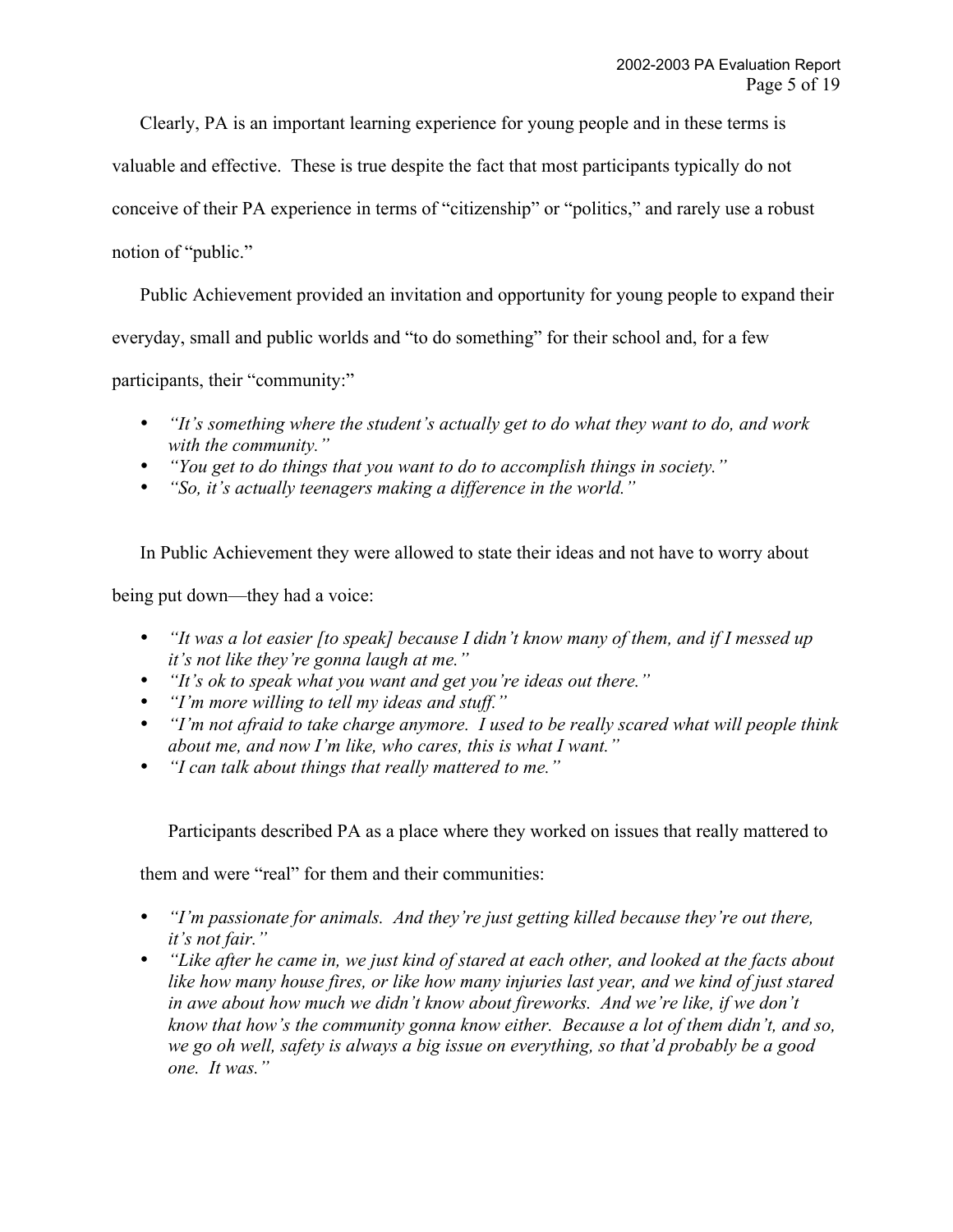Clearly, PA is an important learning experience for young people and in these terms is valuable and effective. These is true despite the fact that most participants typically do not conceive of their PA experience in terms of "citizenship" or "politics," and rarely use a robust notion of "public."

Public Achievement provided an invitation and opportunity for young people to expand their everyday, small and public worlds and "to do something" for their school and, for a few participants, their "community:"

- *"It's something where the student's actually get to do what they want to do, and work with the community."*
- *"You get to do things that you want to do to accomplish things in society."*
- *"So, it's actually teenagers making a difference in the world."*

In Public Achievement they were allowed to state their ideas and not have to worry about being put down—they had a voice:

- *"It was a lot easier [to speak] because I didn't know many of them, and if I messed up it's not like they're gonna laugh at me."*
- *"It's ok to speak what you want and get you're ideas out there."*
- *"I'm more willing to tell my ideas and stuff."*
- *"I'm not afraid to take charge anymore. I used to be really scared what will people think about me, and now I'm like, who cares, this is what I want."*
- *"I can talk about things that really mattered to me."*

Participants described PA as a place where they worked on issues that really mattered to them and were "real" for them and their communities:

- *"I'm passionate for animals. And they're just getting killed because they're out there, it's not fair."*
- *"Like after he came in, we just kind of stared at each other, and looked at the facts about like how many house fires, or like how many injuries last year, and we kind of just stared in awe about how much we didn't know about fireworks. And we're like, if we don't know that how's the community gonna know either. Because a lot of them didn't, and so, we go oh well, safety is always a big issue on everything, so that'd probably be a good one. It was."*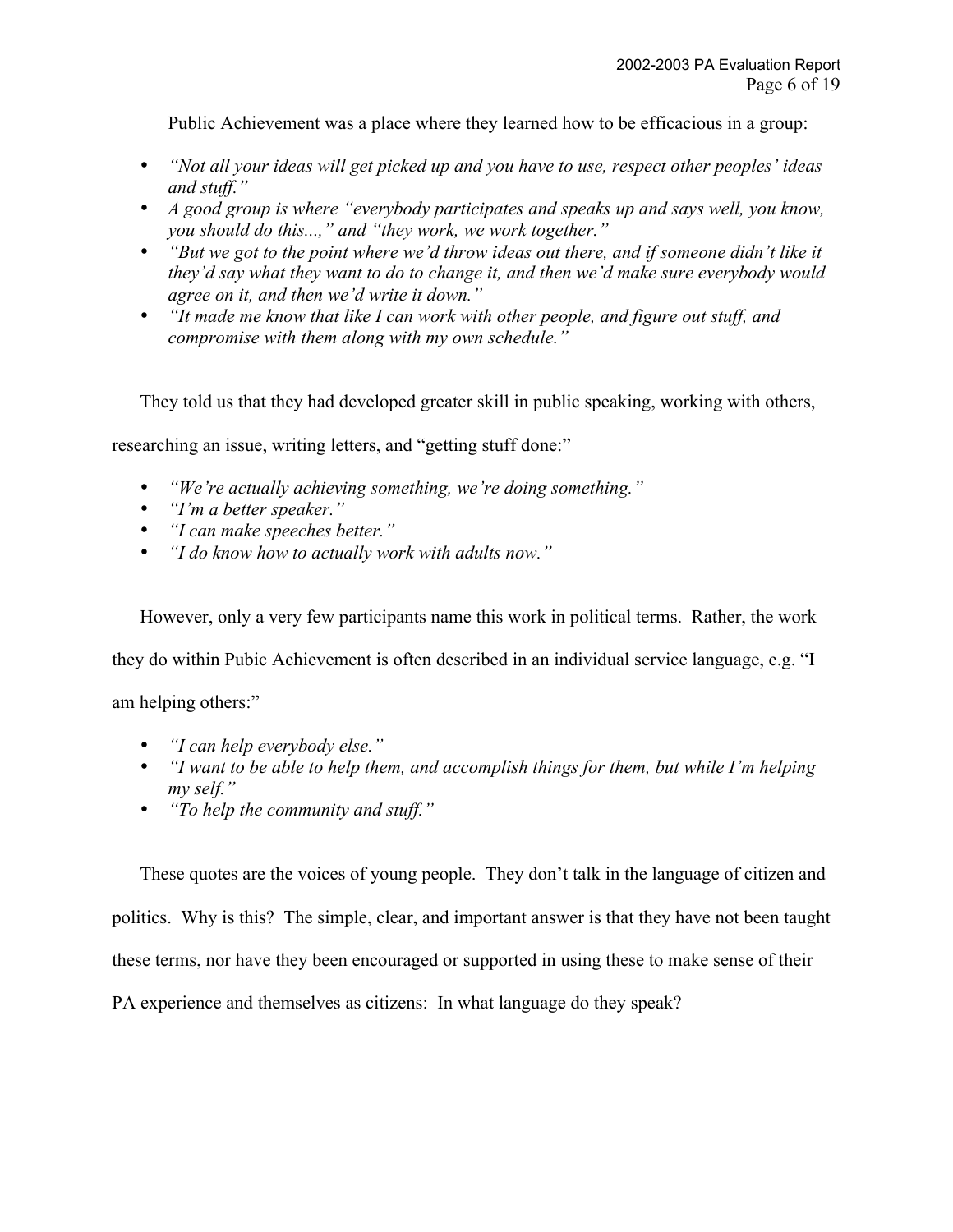Public Achievement was a place where they learned how to be efficacious in a group:

- *"Not all your ideas will get picked up and you have to use, respect other peoples' ideas and stuff."*
- *A good group is where "everybody participates and speaks up and says well, you know, you should do this...," and "they work, we work together."*
- *"But we got to the point where we'd throw ideas out there, and if someone didn't like it they'd say what they want to do to change it, and then we'd make sure everybody would agree on it, and then we'd write it down."*
- *"It made me know that like I can work with other people, and figure out stuff, and compromise with them along with my own schedule."*

They told us that they had developed greater skill in public speaking, working with others, researching an issue, writing letters, and "getting stuff done:"

- *"We're actually achieving something, we're doing something."*
- *"I'm a better speaker."*
- *"I can make speeches better."*
- *"I do know how to actually work with adults now."*

However, only a very few participants name this work in political terms. Rather, the work they do within Pubic Achievement is often described in an individual service language, e.g. "I am helping others:"

- *"I can help everybody else."*
- *"I want to be able to help them, and accomplish things for them, but while I'm helping my self."*
- *"To help the community and stuff."*

These quotes are the voices of young people. They don't talk in the language of citizen and politics. Why is this? The simple, clear, and important answer is that they have not been taught these terms, nor have they been encouraged or supported in using these to make sense of their PA experience and themselves as citizens: In what language do they speak?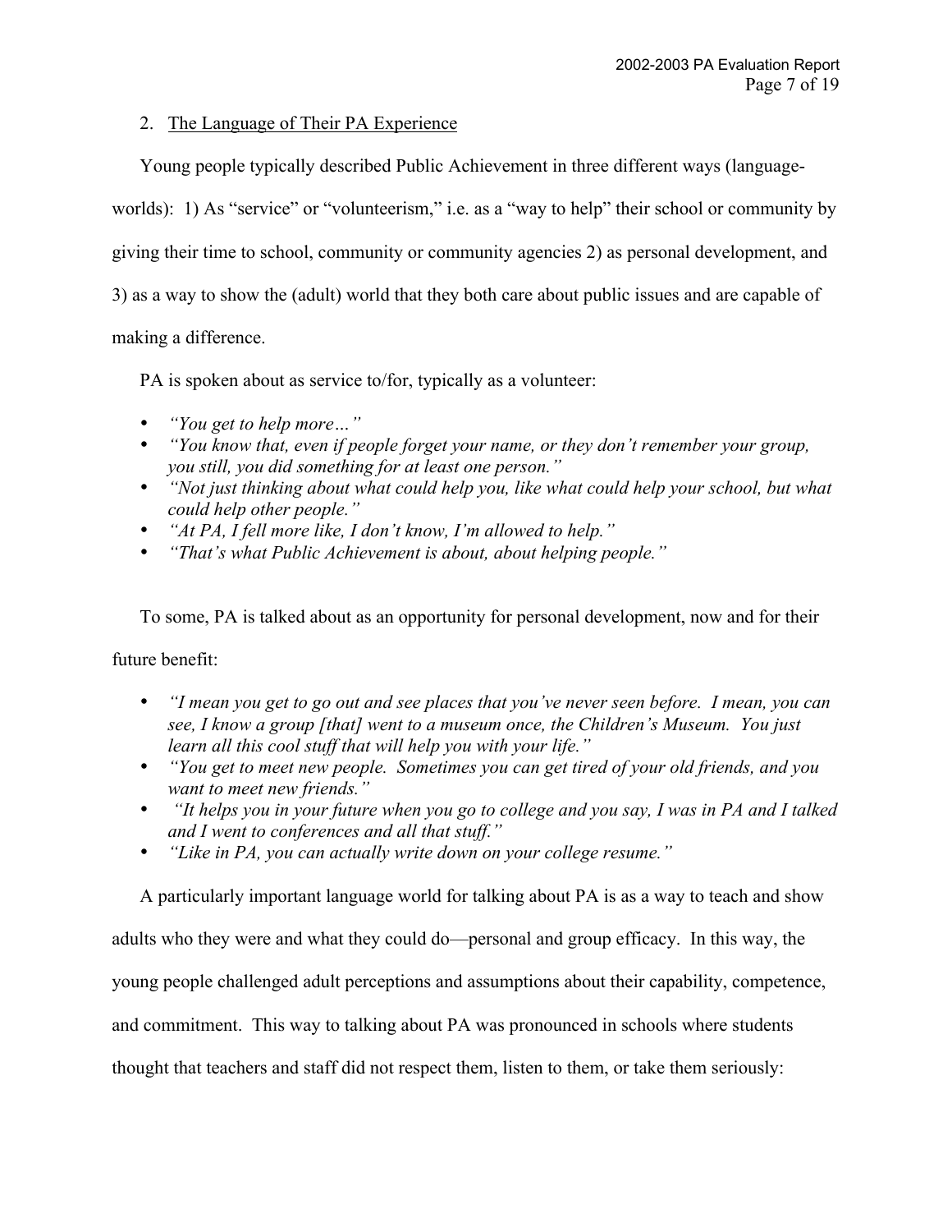2. The Language of Their PA Experience

Young people typically described Public Achievement in three different ways (language-worlds): 1) As "service" or "volunteerism," i.e. as a "way to help" their school or community by giving their time to school, community or community agencies 2) as personal development, and 3) as a way to show the (adult) world that they both care about public issues and are capable of making a difference.

PA is spoken about as service to/for, typically as a volunteer:

- *"You get to help more…"*
- *"You know that, even if people forget your name, or they don't remember your group, you still, you did something for at least one person."*
- *"Not just thinking about what could help you, like what could help your school, but what could help other people."*
- *"At PA, I fell more like, I don't know, I'm allowed to help."*
- *"That's what Public Achievement is about, about helping people."*

To some, PA is talked about as an opportunity for personal development, now and for their future benefit:

- *"I mean you get to go out and see places that you've never seen before. I mean, you can see, I know a group [that] went to a museum once, the Children's Museum. You just learn all this cool stuff that will help you with your life."*
- *"You get to meet new people. Sometimes you can get tired of your old friends, and you want to meet new friends."*
- *"It helps you in your future when you go to college and you say, I was in PA and I talked and I went to conferences and all that stuff."*
- *"Like in PA, you can actually write down on your college resume."*

A particularly important language world for talking about PA is as a way to teach and show adults who they were and what they could do—personal and group efficacy. In this way, the young people challenged adult perceptions and assumptions about their capability, competence, and commitment. This way to talking about PA was pronounced in schools where students thought that teachers and staff did not respect them, listen to them, or take them seriously: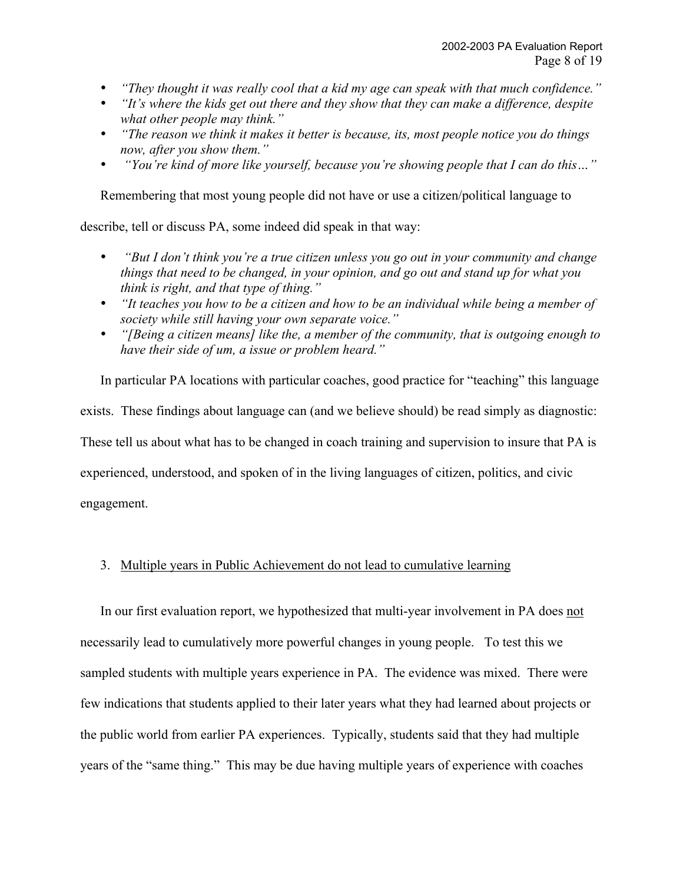- *"They thought it was really cool that a kid my age can speak with that much confidence."*
- *"It's where the kids get out there and they show that they can make a difference, despite what other people may think."*
- *"The reason we think it makes it better is because, its, most people notice you do things now, after you show them."*
- *"You're kind of more like yourself, because you're showing people that I can do this…"*

Remembering that most young people did not have or use a citizen/political language to describe, tell or discuss PA, some indeed did speak in that way:

- *"But I don't think you're a true citizen unless you go out in your community and change things that need to be changed, in your opinion, and go out and stand up for what you think is right, and that type of thing."*
- *"It teaches you how to be a citizen and how to be an individual while being a member of society while still having your own separate voice."*
- *"[Being a citizen means] like the, a member of the community, that is outgoing enough to have their side of um, a issue or problem heard."*

In particular PA locations with particular coaches, good practice for "teaching" this language exists. These findings about language can (and we believe should) be read simply as diagnostic: These tell us about what has to be changed in coach training and supervision to insure that PA is experienced, understood, and spoken of in the living languages of citizen, politics, and civic engagement.

3. <u>Multiple years in Public Achievement do not lead to cumulative learning</u>

In our first evaluation report, we hypothesized that multi-year involvement in PA does <u>not</u> necessarily lead to cumulatively more powerful changes in young people. To test this we sampled students with multiple years experience in PA. The evidence was mixed. There were few indications that students applied to their later years what they had learned about projects or the public world from earlier PA experiences. Typically, students said that they had multiple years of the "same thing." This may be due having multiple years of experience with coaches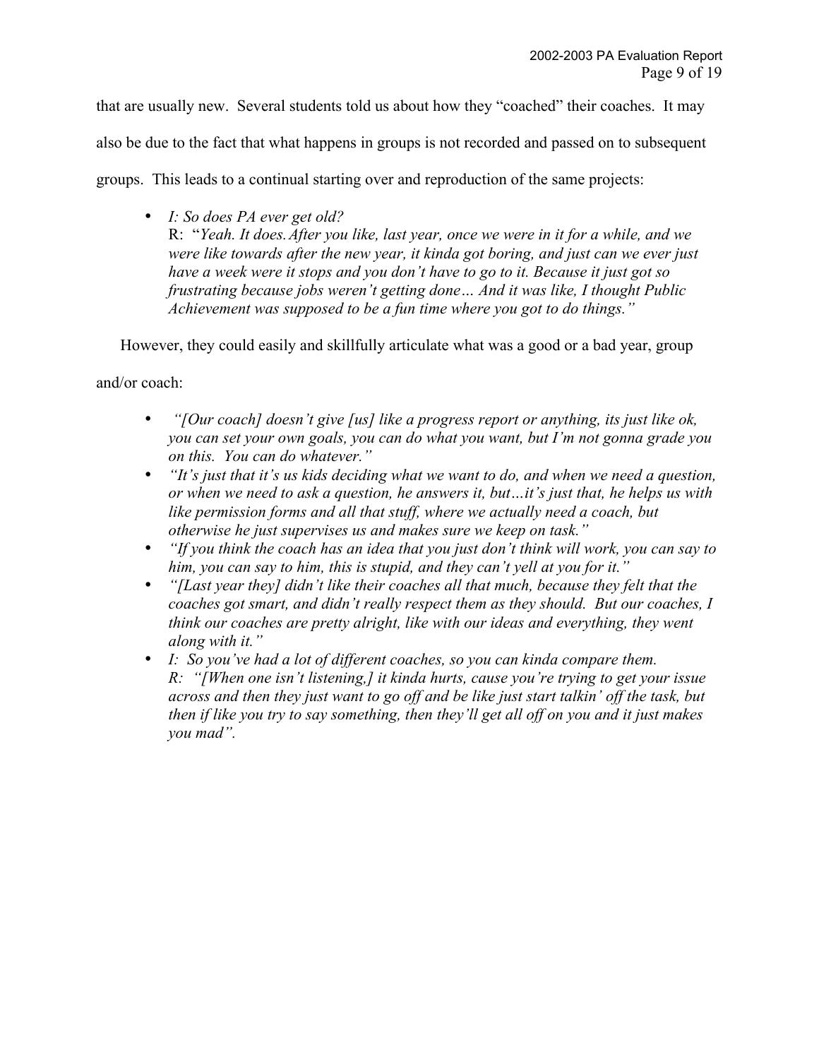that are usually new. Several students told us about how they "coached" their coaches. It may also be due to the fact that what happens in groups is not recorded and passed on to subsequent groups. This leads to a continual starting over and reproduction of the same projects:

- *I: So does PA ever get old?*
  R: "*Yeah. It does. After you like, last year, once we were in it for a while, and we were like towards after the new year, it kinda got boring, and just can we ever just have a week were it stops and you don't have to go to it. Because it just got so frustrating because jobs weren't getting done… And it was like, I thought Public Achievement was supposed to be a fun time where you got to do things."*

However, they could easily and skillfully articulate what was a good or a bad year, group and/or coach:

- *"[Our coach] doesn't give [us] like a progress report or anything, its just like ok, you can set your own goals, you can do what you want, but I'm not gonna grade you on this. You can do whatever."*
- *"It's just that it's us kids deciding what we want to do, and when we need a question, or when we need to ask a question, he answers it, but…it's just that, he helps us with like permission forms and all that stuff, where we actually need a coach, but otherwise he just supervises us and makes sure we keep on task."*
- *"If you think the coach has an idea that you just don't think will work, you can say to him, you can say to him, this is stupid, and they can't yell at you for it."*
- *"[Last year they] didn't like their coaches all that much, because they felt that the coaches got smart, and didn't really respect them as they should. But our coaches, I think our coaches are pretty alright, like with our ideas and everything, they went along with it."*
- *I: So you've had a lot of different coaches, so you can kinda compare them.*
  *R: "[When one isn't listening,] it kinda hurts, cause you're trying to get your issue across and then they just want to go off and be like just start talkin' off the task, but then if like you try to say something, then they'll get all off on you and it just makes you mad".*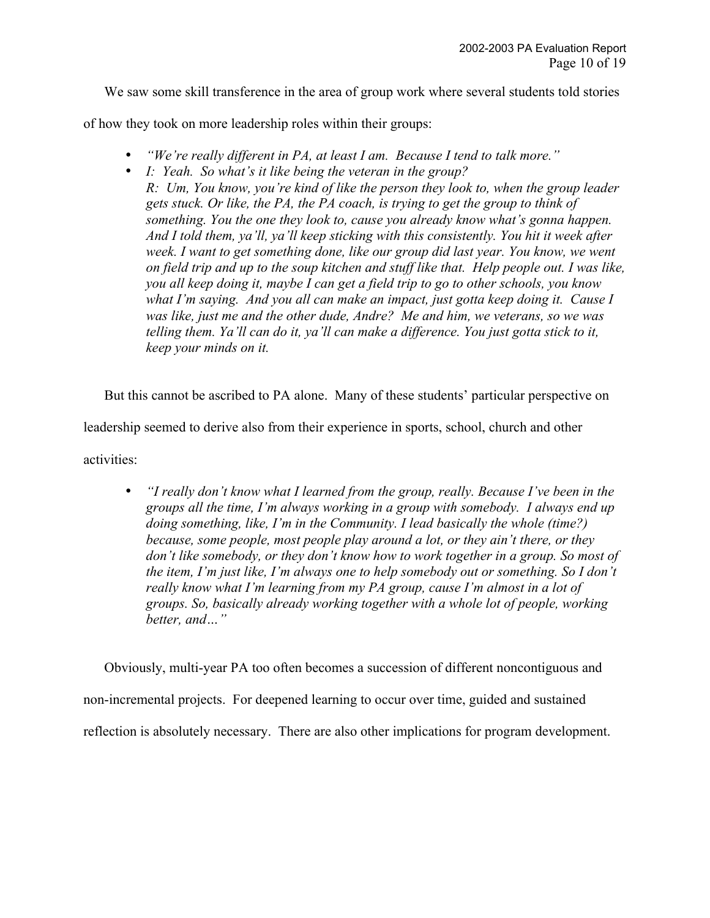We saw some skill transference in the area of group work where several students told stories of how they took on more leadership roles within their groups:

- *"We're really different in PA, at least I am. Because I tend to talk more."*
- *I: Yeah. So what's it like being the veteran in the group?*
  *R: Um, You know, you're kind of like the person they look to, when the group leader gets stuck. Or like, the PA, the PA coach, is trying to get the group to think of something. You the one they look to, cause you already know what's gonna happen. And I told them, ya'll, ya'll keep sticking with this consistently. You hit it week after week. I want to get something done, like our group did last year. You know, we went on field trip and up to the soup kitchen and stuff like that. Help people out. I was like, you all keep doing it, maybe I can get a field trip to go to other schools, you know what I'm saying. And you all can make an impact, just gotta keep doing it. Cause I was like, just me and the other dude, Andre? Me and him, we veterans, so we was telling them. Ya'll can do it, ya'll can make a difference. You just gotta stick to it, keep your minds on it.*

But this cannot be ascribed to PA alone. Many of these students' particular perspective on leadership seemed to derive also from their experience in sports, school, church and other activities:

- *"I really don't know what I learned from the group, really. Because I've been in the groups all the time, I'm always working in a group with somebody. I always end up doing something, like, I'm in the Community. I lead basically the whole (time?) because, some people, most people play around a lot, or they ain't there, or they don't like somebody, or they don't know how to work together in a group. So most of the item, I'm just like, I'm always one to help somebody out or something. So I don't really know what I'm learning from my PA group, cause I'm almost in a lot of groups. So, basically already working together with a whole lot of people, working better, and…"*

Obviously, multi-year PA too often becomes a succession of different noncontiguous and non-incremental projects. For deepened learning to occur over time, guided and sustained reflection is absolutely necessary. There are also other implications for program development.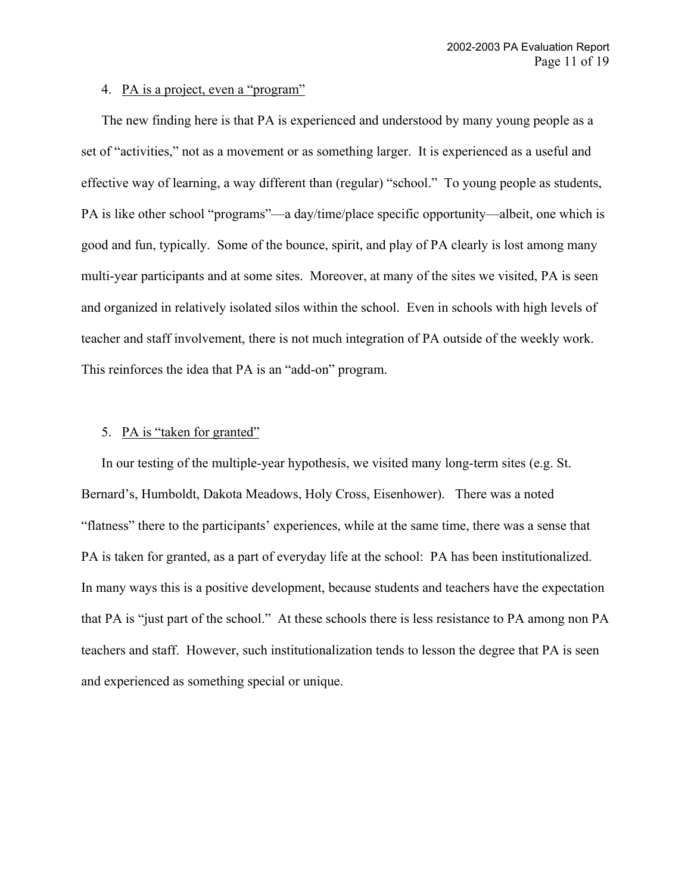4. <u>PA is a project, even a "program"</u>

The new finding here is that PA is experienced and understood by many young people as a set of "activities," not as a movement or as something larger. It is experienced as a useful and effective way of learning, a way different than (regular) "school." To young people as students, PA is like other school "programs"—a day/time/place specific opportunity—albeit, one which is good and fun, typically. Some of the bounce, spirit, and play of PA clearly is lost among many multi-year participants and at some sites. Moreover, at many of the sites we visited, PA is seen and organized in relatively isolated silos within the school. Even in schools with high levels of teacher and staff involvement, there is not much integration of PA outside of the weekly work. This reinforces the idea that PA is an "add-on" program.

5. <u>PA is "taken for granted"</u>

In our testing of the multiple-year hypothesis, we visited many long-term sites (e.g. St. Bernard's, Humboldt, Dakota Meadows, Holy Cross, Eisenhower). There was a noted "flatness" there to the participants' experiences, while at the same time, there was a sense that PA is taken for granted, as a part of everyday life at the school: PA has been institutionalized. In many ways this is a positive development, because students and teachers have the expectation that PA is "just part of the school." At these schools there is less resistance to PA among non PA teachers and staff. However, such institutionalization tends to lesson the degree that PA is seen and experienced as something special or unique.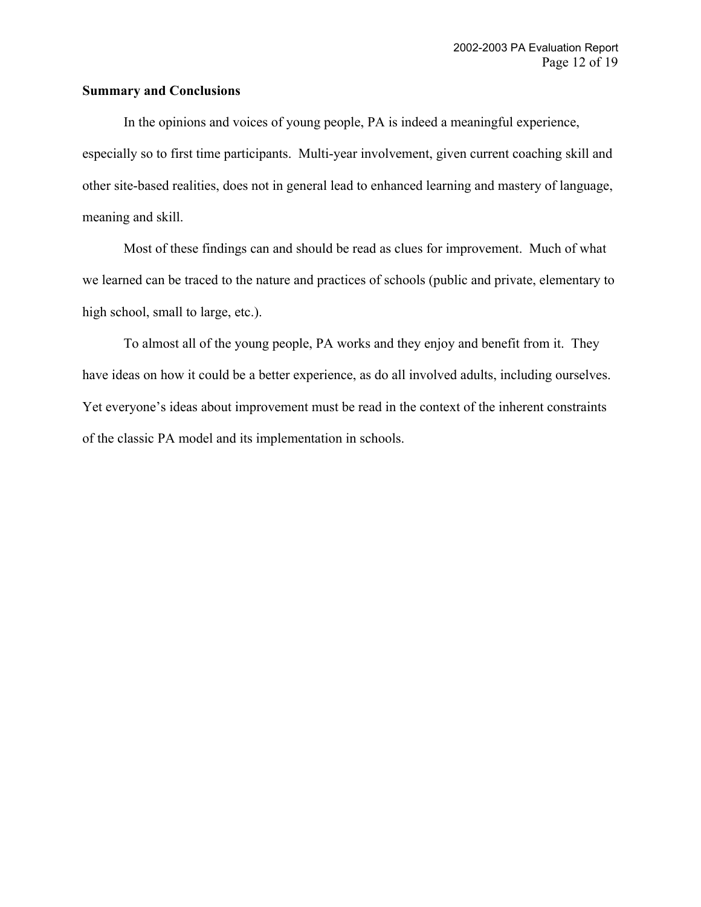## Summary and Conclusions

In the opinions and voices of young people, PA is indeed a meaningful experience, especially so to first time participants. Multi-year involvement, given current coaching skill and other site-based realities, does not in general lead to enhanced learning and mastery of language, meaning and skill.

Most of these findings can and should be read as clues for improvement. Much of what we learned can be traced to the nature and practices of schools (public and private, elementary to high school, small to large, etc.).

To almost all of the young people, PA works and they enjoy and benefit from it. They have ideas on how it could be a better experience, as do all involved adults, including ourselves. Yet everyone's ideas about improvement must be read in the context of the inherent constraints of the classic PA model and its implementation in schools.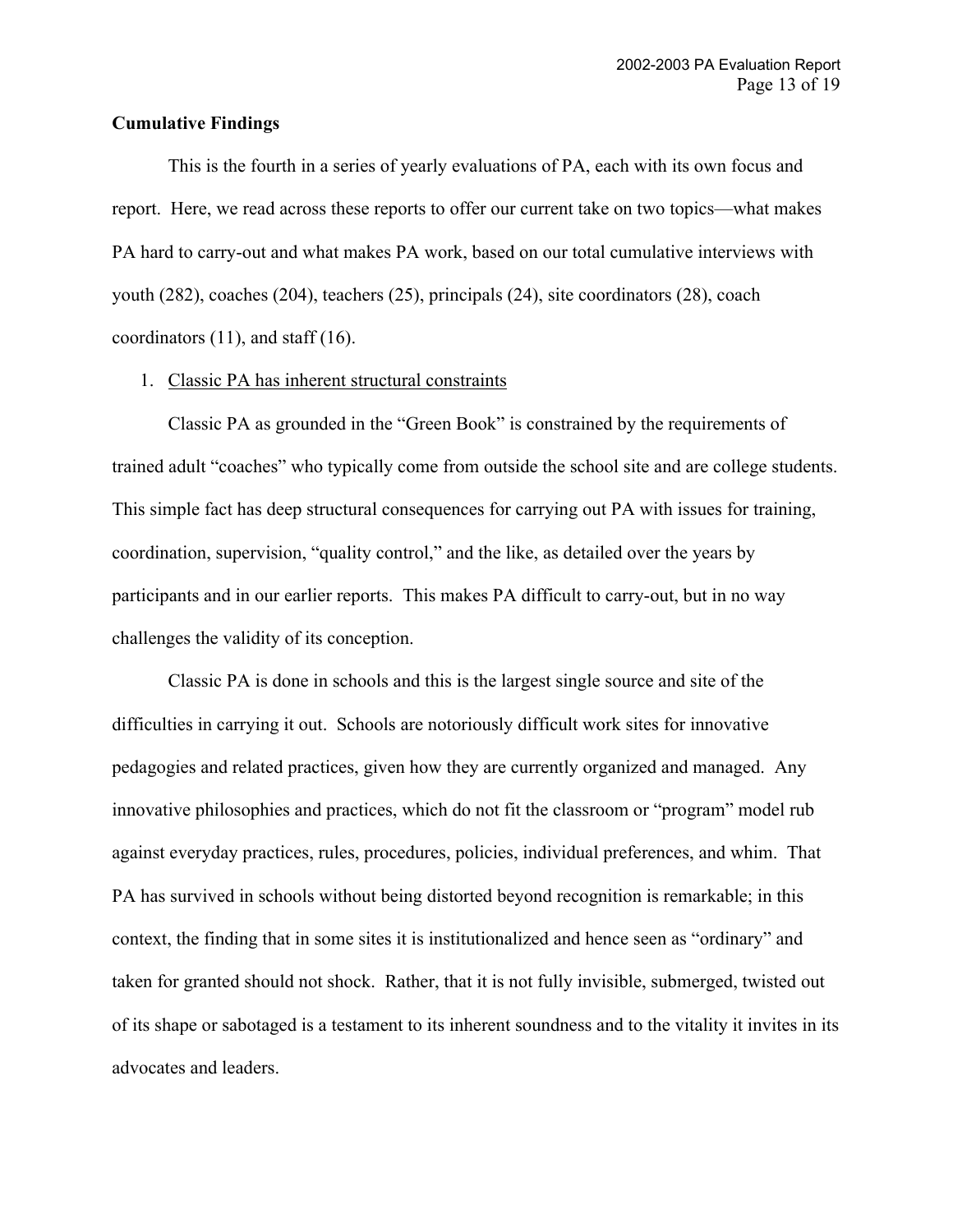**Cumulative Findings**

This is the fourth in a series of yearly evaluations of PA, each with its own focus and report. Here, we read across these reports to offer our current take on two topics—what makes PA hard to carry-out and what makes PA work, based on our total cumulative interviews with youth (282), coaches (204), teachers (25), principals (24), site coordinators (28), coach coordinators (11), and staff (16).

1. <u>Classic PA has inherent structural constraints</u>

Classic PA as grounded in the "Green Book" is constrained by the requirements of trained adult "coaches" who typically come from outside the school site and are college students. This simple fact has deep structural consequences for carrying out PA with issues for training, coordination, supervision, "quality control," and the like, as detailed over the years by participants and in our earlier reports. This makes PA difficult to carry-out, but in no way challenges the validity of its conception.

Classic PA is done in schools and this is the largest single source and site of the difficulties in carrying it out. Schools are notoriously difficult work sites for innovative pedagogies and related practices, given how they are currently organized and managed. Any innovative philosophies and practices, which do not fit the classroom or "program" model rub against everyday practices, rules, procedures, policies, individual preferences, and whim. That PA has survived in schools without being distorted beyond recognition is remarkable; in this context, the finding that in some sites it is institutionalized and hence seen as "ordinary" and taken for granted should not shock. Rather, that it is not fully invisible, submerged, twisted out of its shape or sabotaged is a testament to its inherent soundness and to the vitality it invites in its advocates and leaders.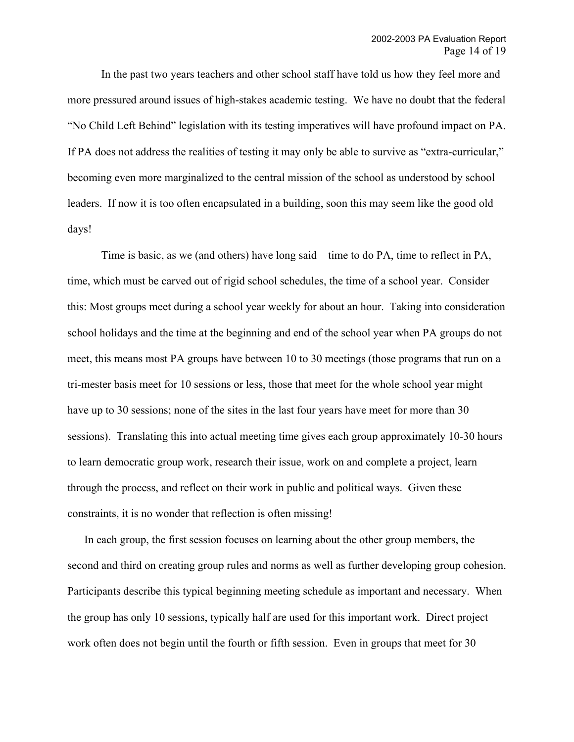In the past two years teachers and other school staff have told us how they feel more and more pressured around issues of high-stakes academic testing. We have no doubt that the federal "No Child Left Behind" legislation with its testing imperatives will have profound impact on PA. If PA does not address the realities of testing it may only be able to survive as "extra-curricular," becoming even more marginalized to the central mission of the school as understood by school leaders. If now it is too often encapsulated in a building, soon this may seem like the good old days!

Time is basic, as we (and others) have long said—time to do PA, time to reflect in PA, time, which must be carved out of rigid school schedules, the time of a school year. Consider this: Most groups meet during a school year weekly for about an hour. Taking into consideration school holidays and the time at the beginning and end of the school year when PA groups do not meet, this means most PA groups have between 10 to 30 meetings (those programs that run on a tri-mester basis meet for 10 sessions or less, those that meet for the whole school year might have up to 30 sessions; none of the sites in the last four years have meet for more than 30 sessions). Translating this into actual meeting time gives each group approximately 10-30 hours to learn democratic group work, research their issue, work on and complete a project, learn through the process, and reflect on their work in public and political ways. Given these constraints, it is no wonder that reflection is often missing!

In each group, the first session focuses on learning about the other group members, the second and third on creating group rules and norms as well as further developing group cohesion. Participants describe this typical beginning meeting schedule as important and necessary. When the group has only 10 sessions, typically half are used for this important work. Direct project work often does not begin until the fourth or fifth session. Even in groups that meet for 30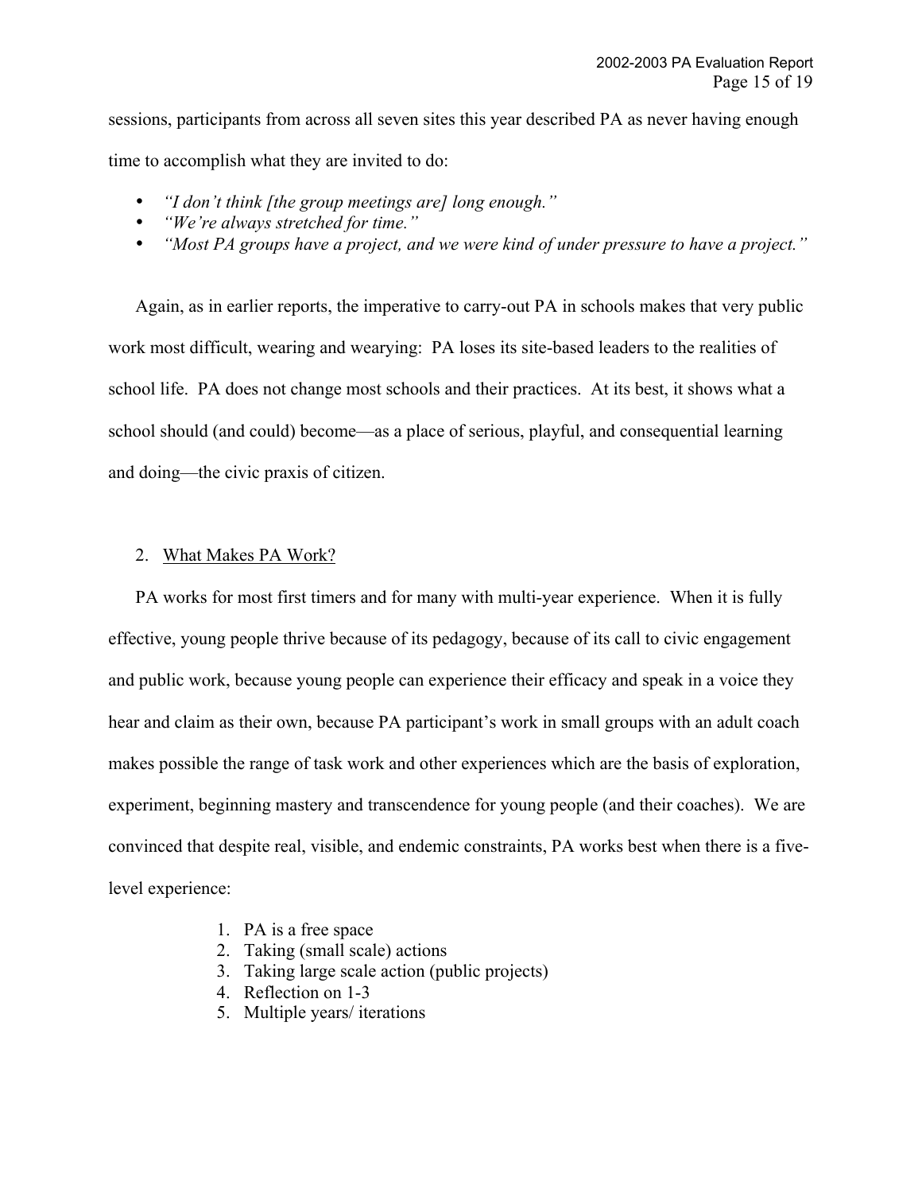sessions, participants from across all seven sites this year described PA as never having enough time to accomplish what they are invited to do:

- *"I don't think [the group meetings are] long enough."*
- *"We're always stretched for time."*
- *"Most PA groups have a project, and we were kind of under pressure to have a project."*

Again, as in earlier reports, the imperative to carry-out PA in schools makes that very public work most difficult, wearing and wearying: PA loses its site-based leaders to the realities of school life. PA does not change most schools and their practices. At its best, it shows what a school should (and could) become—as a place of serious, playful, and consequential learning and doing—the civic praxis of citizen.

2. <u>What Makes PA Work?</u>

PA works for most first timers and for many with multi-year experience. When it is fully effective, young people thrive because of its pedagogy, because of its call to civic engagement and public work, because young people can experience their efficacy and speak in a voice they hear and claim as their own, because PA participant's work in small groups with an adult coach makes possible the range of task work and other experiences which are the basis of exploration, experiment, beginning mastery and transcendence for young people (and their coaches). We are convinced that despite real, visible, and endemic constraints, PA works best when there is a five-level experience:

1. PA is a free space
2. Taking (small scale) actions
3. Taking large scale action (public projects)
4. Reflection on 1-3
5. Multiple years/ iterations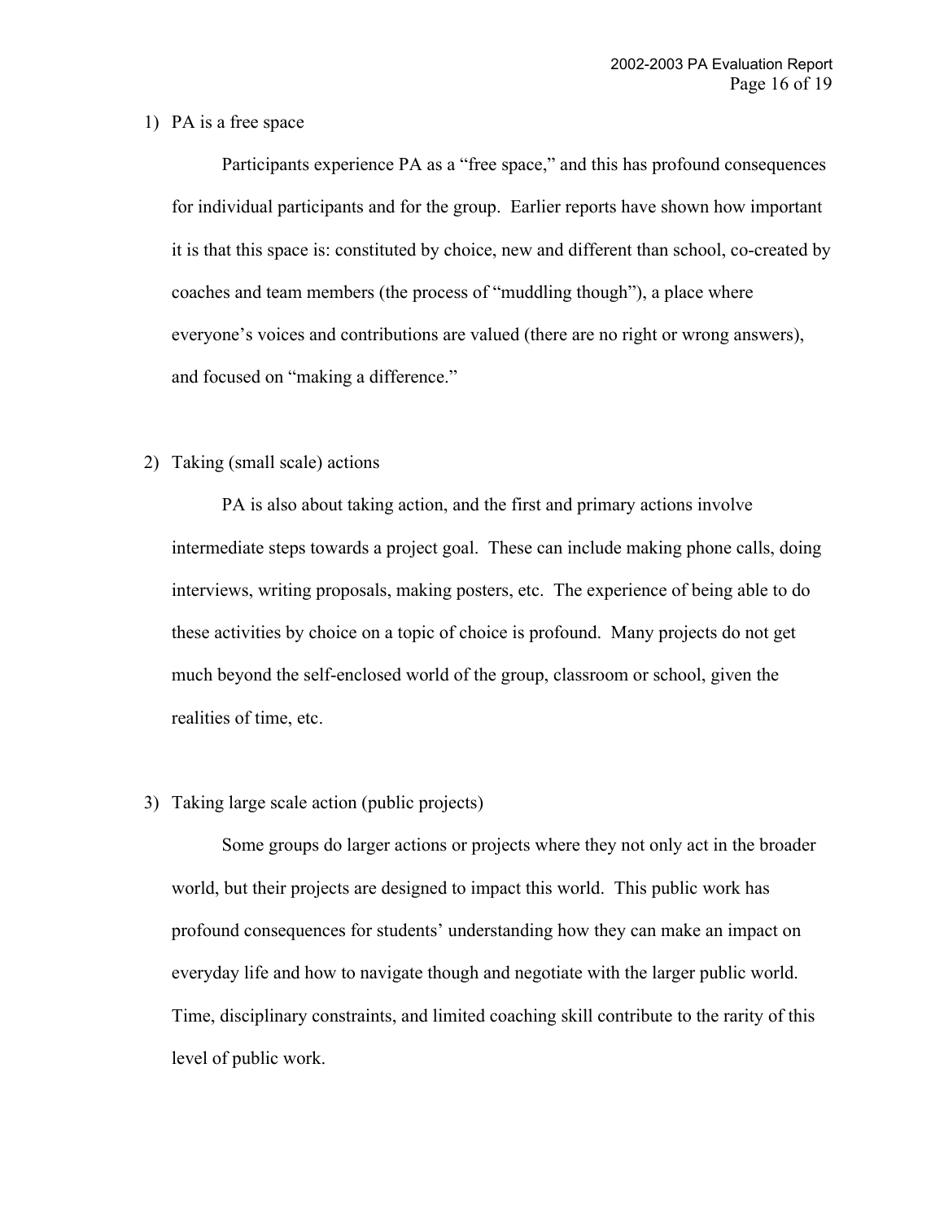1) PA is a free space

Participants experience PA as a "free space," and this has profound consequences for individual participants and for the group. Earlier reports have shown how important it is that this space is: constituted by choice, new and different than school, co-created by coaches and team members (the process of "muddling though"), a place where everyone's voices and contributions are valued (there are no right or wrong answers), and focused on "making a difference."

2) Taking (small scale) actions

PA is also about taking action, and the first and primary actions involve intermediate steps towards a project goal. These can include making phone calls, doing interviews, writing proposals, making posters, etc. The experience of being able to do these activities by choice on a topic of choice is profound. Many projects do not get much beyond the self-enclosed world of the group, classroom or school, given the realities of time, etc.

3) Taking large scale action (public projects)

Some groups do larger actions or projects where they not only act in the broader world, but their projects are designed to impact this world. This public work has profound consequences for students' understanding how they can make an impact on everyday life and how to navigate though and negotiate with the larger public world. Time, disciplinary constraints, and limited coaching skill contribute to the rarity of this level of public work.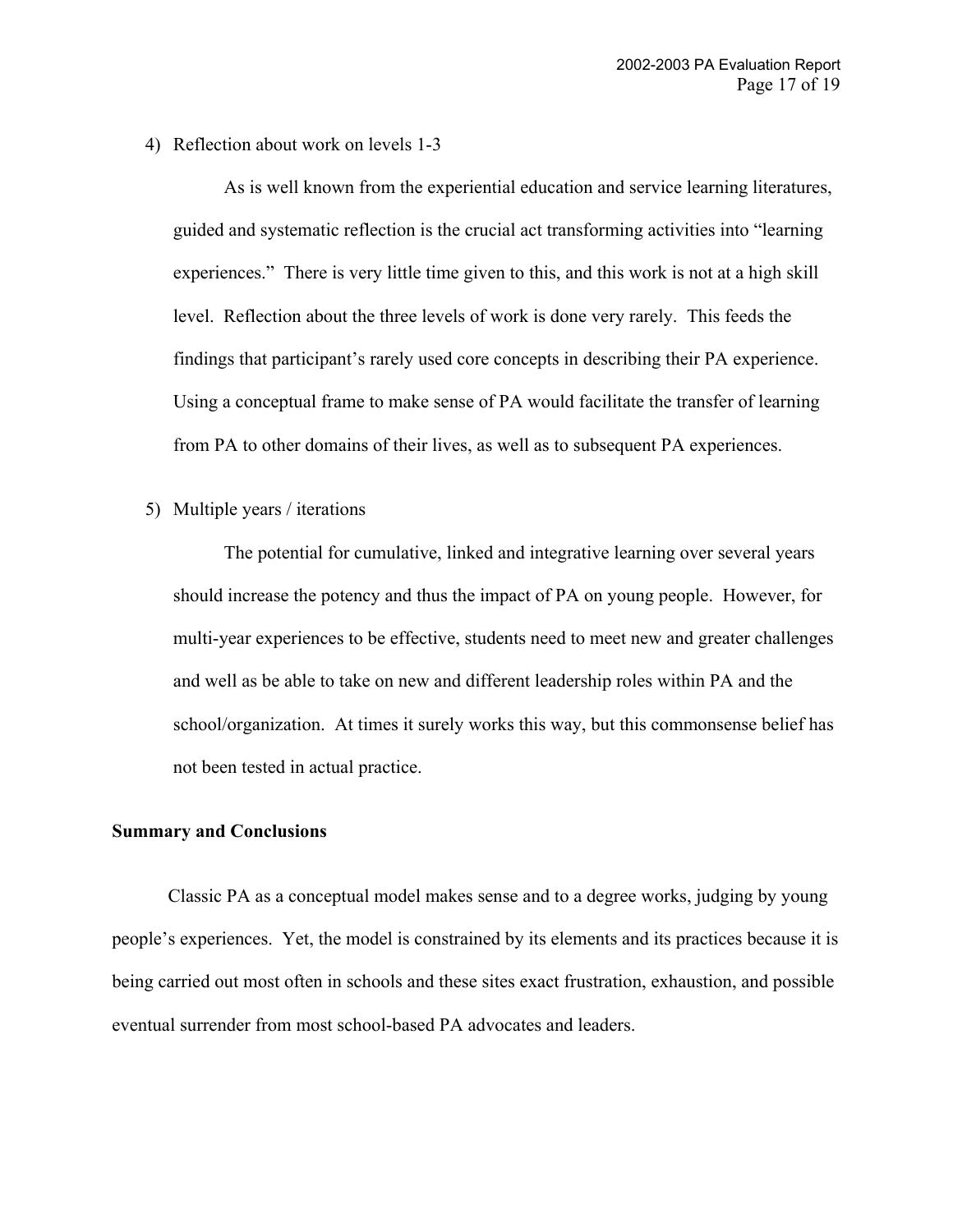4) Reflection about work on levels 1-3

As is well known from the experiential education and service learning literatures, guided and systematic reflection is the crucial act transforming activities into "learning experiences." There is very little time given to this, and this work is not at a high skill level. Reflection about the three levels of work is done very rarely. This feeds the findings that participant's rarely used core concepts in describing their PA experience. Using a conceptual frame to make sense of PA would facilitate the transfer of learning from PA to other domains of their lives, as well as to subsequent PA experiences.

5) Multiple years / iterations

The potential for cumulative, linked and integrative learning over several years should increase the potency and thus the impact of PA on young people. However, for multi-year experiences to be effective, students need to meet new and greater challenges and well as be able to take on new and different leadership roles within PA and the school/organization. At times it surely works this way, but this commonsense belief has not been tested in actual practice.

**Summary and Conclusions**

Classic PA as a conceptual model makes sense and to a degree works, judging by young people's experiences. Yet, the model is constrained by its elements and its practices because it is being carried out most often in schools and these sites exact frustration, exhaustion, and possible eventual surrender from most school-based PA advocates and leaders.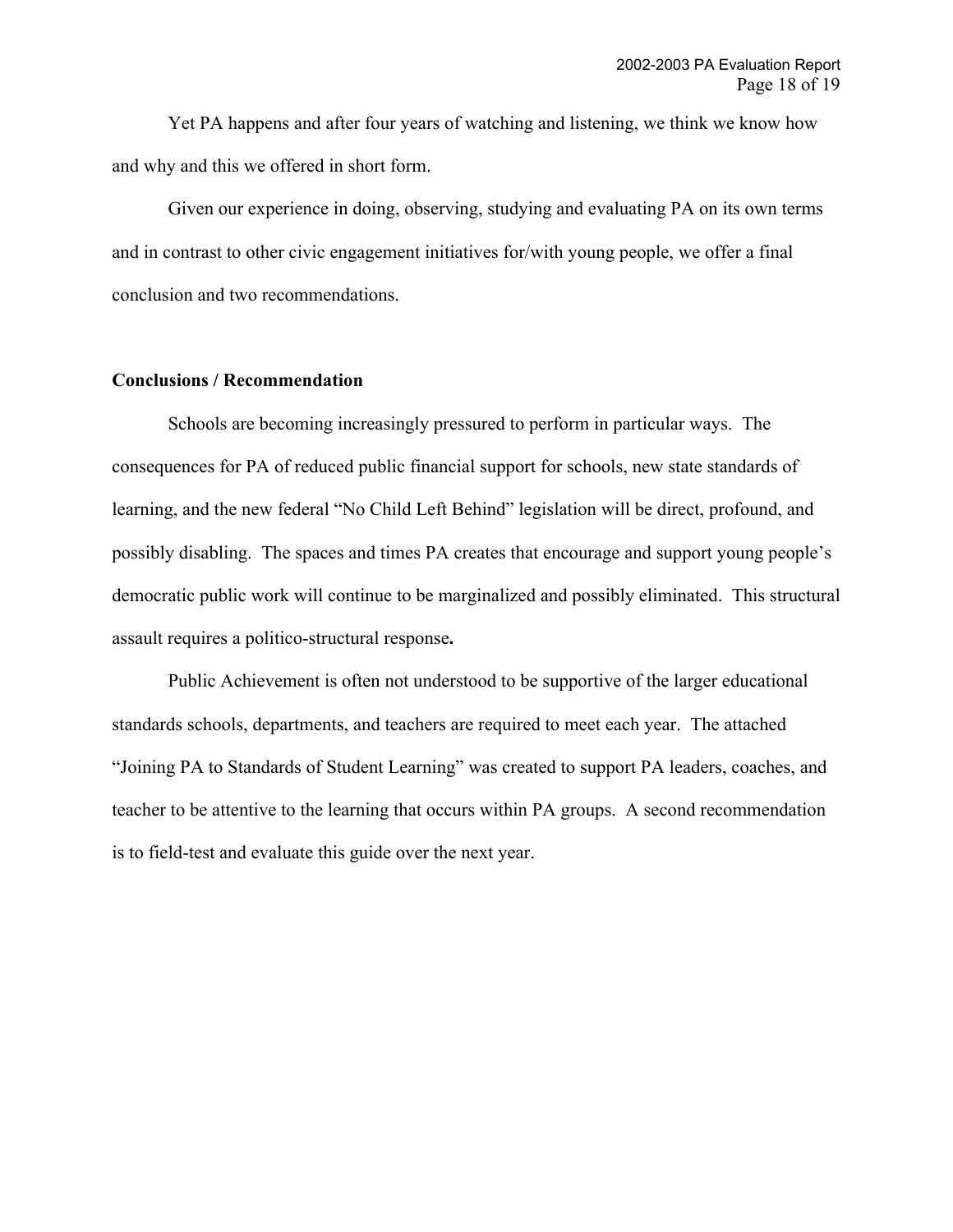Yet PA happens and after four years of watching and listening, we think we know how and why and this we offered in short form.

Given our experience in doing, observing, studying and evaluating PA on its own terms and in contrast to other civic engagement initiatives for/with young people, we offer a final conclusion and two recommendations.

**Conclusions / Recommendation**

Schools are becoming increasingly pressured to perform in particular ways. The consequences for PA of reduced public financial support for schools, new state standards of learning, and the new federal "No Child Left Behind" legislation will be direct, profound, and possibly disabling. The spaces and times PA creates that encourage and support young people's democratic public work will continue to be marginalized and possibly eliminated. This structural assault requires a politico-structural response**.**

Public Achievement is often not understood to be supportive of the larger educational standards schools, departments, and teachers are required to meet each year. The attached "Joining PA to Standards of Student Learning" was created to support PA leaders, coaches, and teacher to be attentive to the learning that occurs within PA groups. A second recommendation is to field-test and evaluate this guide over the next year.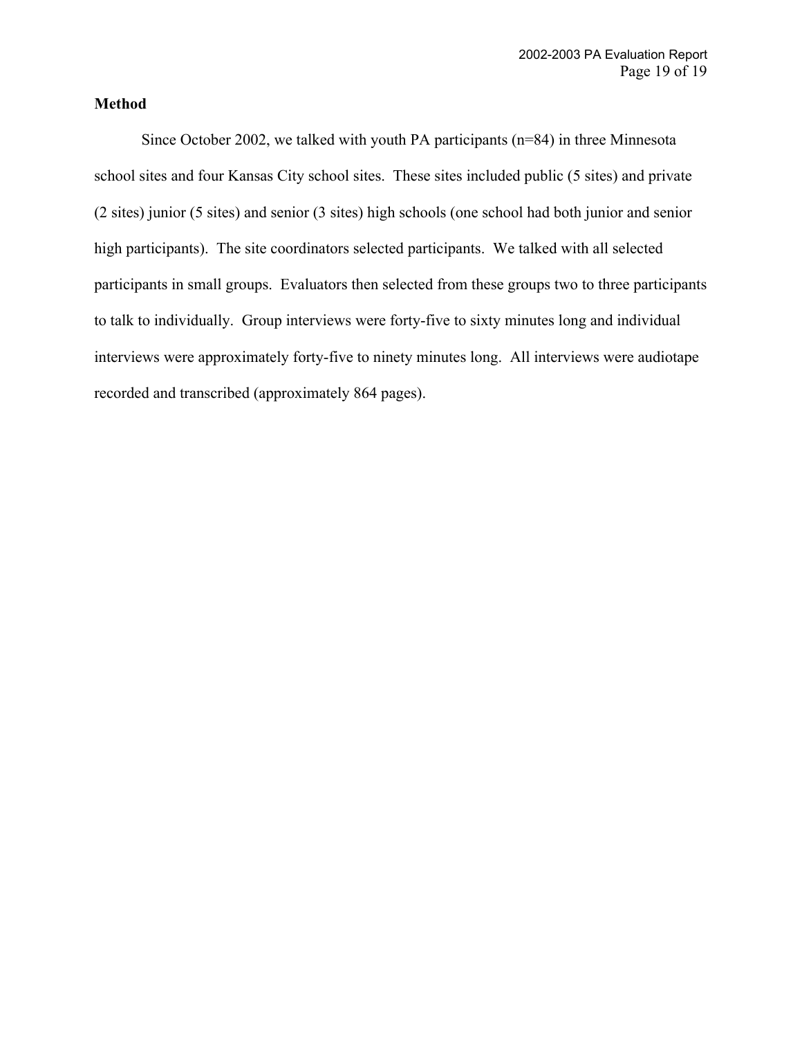**Method**

Since October 2002, we talked with youth PA participants (n=84) in three Minnesota school sites and four Kansas City school sites. These sites included public (5 sites) and private (2 sites) junior (5 sites) and senior (3 sites) high schools (one school had both junior and senior high participants). The site coordinators selected participants. We talked with all selected participants in small groups. Evaluators then selected from these groups two to three participants to talk to individually. Group interviews were forty-five to sixty minutes long and individual interviews were approximately forty-five to ninety minutes long. All interviews were audiotape recorded and transcribed (approximately 864 pages).